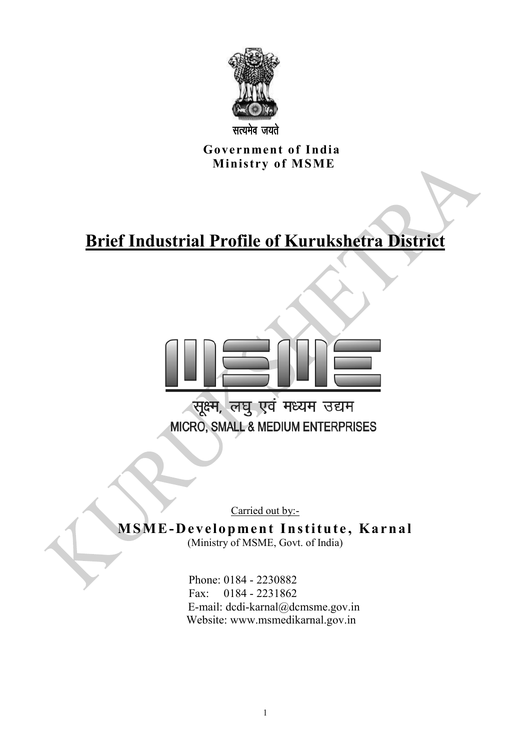सत्यमेव जयते

**Government of India**
**Ministry of MSME**

# Brief Industrial Profile of Kurukshetra District

सूक्ष्म, लघु एवं मध्यम उद्यम
MICRO, SMALL & MEDIUM ENTERPRISES

Carried out by:-

**MSME-Development Institute, Karnal**
(Ministry of MSME, Govt. of India)

Phone: 0184 - 2230882
Fax: 0184 - 2231862
E-mail: dcdi-karnal@dcmsme.gov.in
Website: www.msmedikarnal.gov.in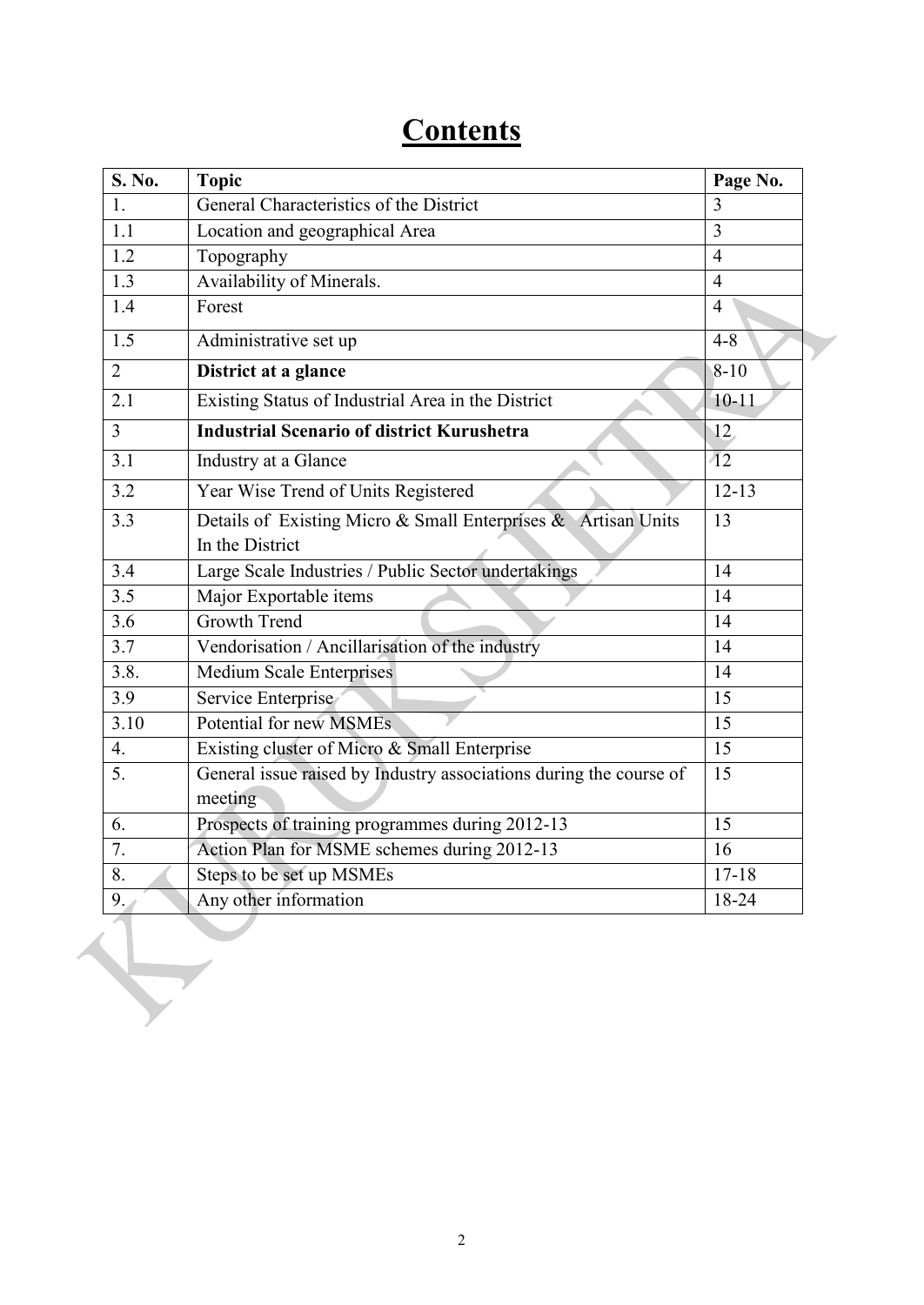# Contents

| S. No. | Topic | Page No. |
|---|---|---|
| 1. | General Characteristics of the District | 3 |
| 1.1 | Location and geographical Area | 3 |
| 1.2 | Topography | 4 |
| 1.3 | Availability of Minerals. | 4 |
| 1.4 | Forest | 4 |
| 1.5 | Administrative set up | 4-8 |
| 2 | **District at a glance** | 8-10 |
| 2.1 | Existing Status of Industrial Area in the District | 10-11 |
| 3 | **Industrial Scenario of district Kurushetra** | 12 |
| 3.1 | Industry at a Glance | 12 |
| 3.2 | Year Wise Trend of Units Registered | 12-13 |
| 3.3 | Details of Existing Micro & Small Enterprises & Artisan Units In the District | 13 |
| 3.4 | Large Scale Industries / Public Sector undertakings | 14 |
| 3.5 | Major Exportable items | 14 |
| 3.6 | Growth Trend | 14 |
| 3.7 | Vendorisation / Ancillarisation of the industry | 14 |
| 3.8. | Medium Scale Enterprises | 14 |
| 3.9 | Service Enterprise | 15 |
| 3.10 | Potential for new MSMEs | 15 |
| 4. | Existing cluster of Micro & Small Enterprise | 15 |
| 5. | General issue raised by Industry associations during the course of meeting | 15 |
| 6. | Prospects of training programmes during 2012-13 | 15 |
| 7. | Action Plan for MSME schemes during 2012-13 | 16 |
| 8. | Steps to be set up MSMEs | 17-18 |
| 9. | Any other information | 18-24 |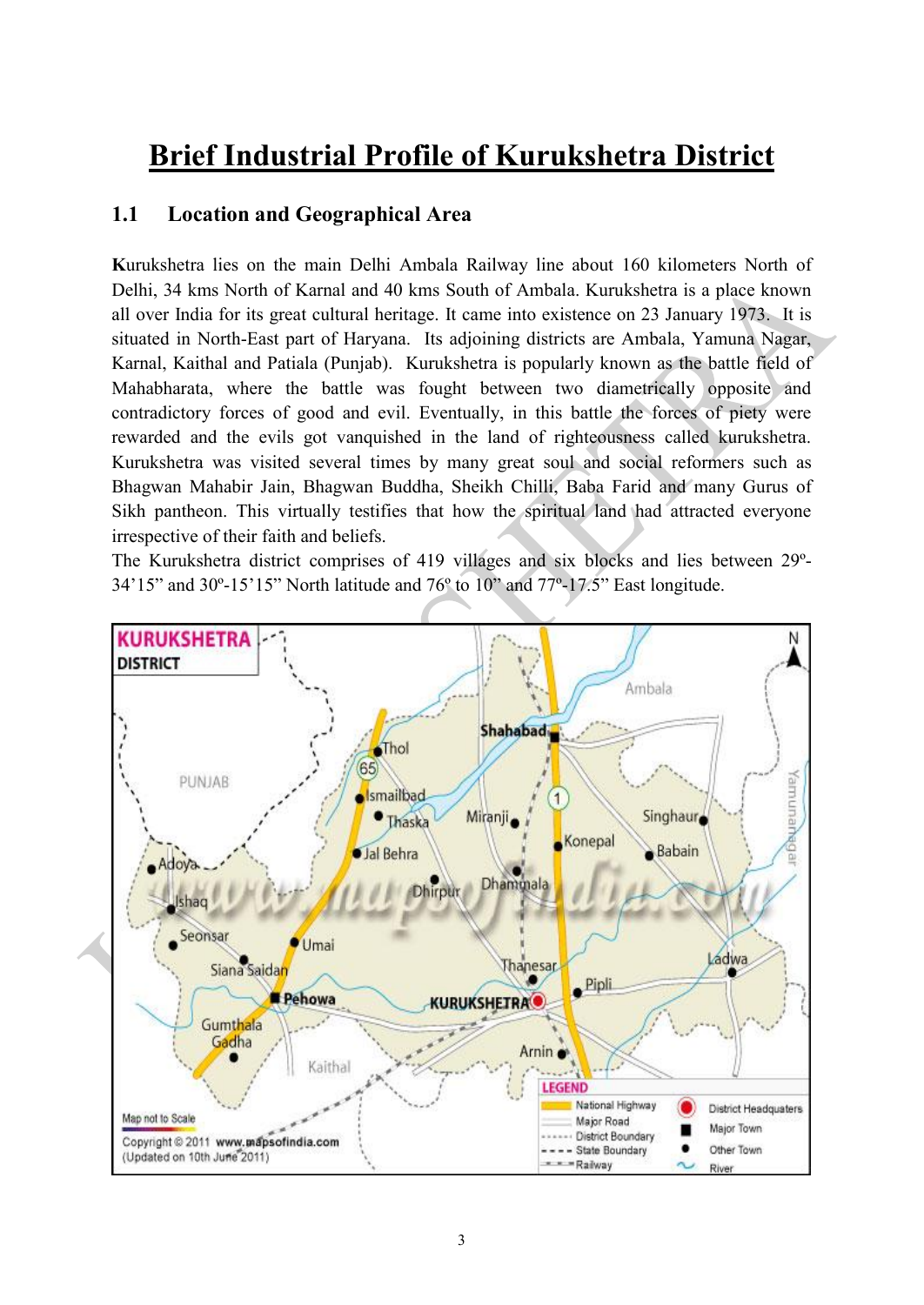# Brief Industrial Profile of Kurukshetra District

## 1.1 Location and Geographical Area

**K**urukshetra lies on the main Delhi Ambala Railway line about 160 kilometers North of Delhi, 34 kms North of Karnal and 40 kms South of Ambala. Kurukshetra is a place known all over India for its great cultural heritage. It came into existence on 23 January 1973. It is situated in North-East part of Haryana. Its adjoining districts are Ambala, Yamuna Nagar, Karnal, Kaithal and Patiala (Punjab). Kurukshetra is popularly known as the battle field of Mahabharata, where the battle was fought between two diametrically opposite and contradictory forces of good and evil. Eventually, in this battle the forces of piety were rewarded and the evils got vanquished in the land of righteousness called kurukshetra. Kurukshetra was visited several times by many great soul and social reformers such as Bhagwan Mahabir Jain, Bhagwan Buddha, Sheikh Chilli, Baba Farid and many Gurus of Sikh pantheon. This virtually testifies that how the spiritual land had attracted everyone irrespective of their faith and beliefs.

The Kurukshetra district comprises of 419 villages and six blocks and lies between 29º-34'15" and 30º-15'15" North latitude and 76º to 10" and 77º-17.5" East longitude.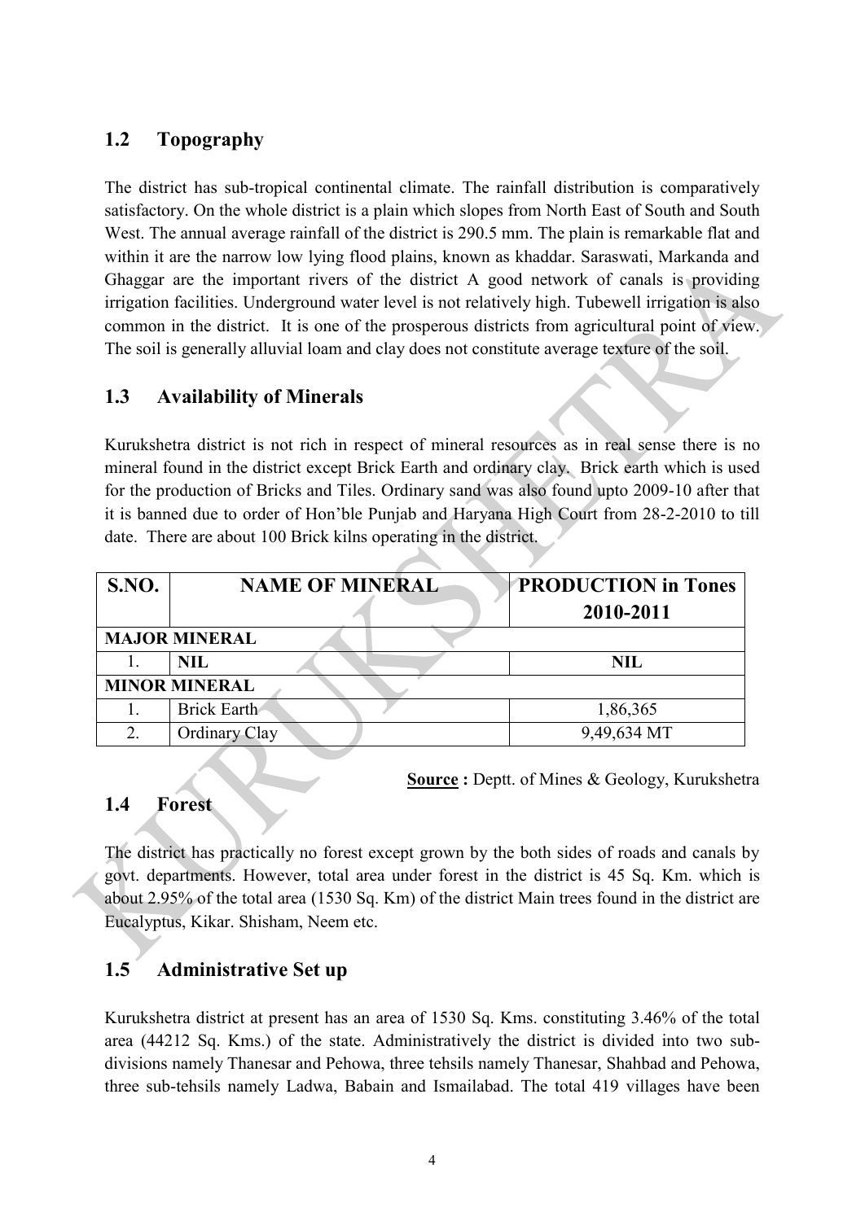## 1.2 Topography

The district has sub-tropical continental climate. The rainfall distribution is comparatively satisfactory. On the whole district is a plain which slopes from North East of South and South West. The annual average rainfall of the district is 290.5 mm. The plain is remarkable flat and within it are the narrow low lying flood plains, known as khaddar. Saraswati, Markanda and Ghaggar are the important rivers of the district A good network of canals is providing irrigation facilities. Underground water level is not relatively high. Tubewell irrigation is also common in the district. It is one of the prosperous districts from agricultural point of view. The soil is generally alluvial loam and clay does not constitute average texture of the soil.

## 1.3 Availability of Minerals

Kurukshetra district is not rich in respect of mineral resources as in real sense there is no mineral found in the district except Brick Earth and ordinary clay. Brick earth which is used for the production of Bricks and Tiles. Ordinary sand was also found upto 2009-10 after that it is banned due to order of Hon'ble Punjab and Haryana High Court from 28-2-2010 to till date. There are about 100 Brick kilns operating in the district.

| S.NO. | NAME OF MINERAL | PRODUCTION in Tones 2010-2011 |
|---|---|---|
| **MAJOR MINERAL** | | |
| 1. | **NIL** | **NIL** |
| **MINOR MINERAL** | | |
| 1. | Brick Earth | 1,86,365 |
| 2. | Ordinary Clay | 9,49,634 MT |

**Source :** Deptt. of Mines & Geology, Kurukshetra

## 1.4 Forest

The district has practically no forest except grown by the both sides of roads and canals by govt. departments. However, total area under forest in the district is 45 Sq. Km. which is about 2.95% of the total area (1530 Sq. Km) of the district Main trees found in the district are Eucalyptus, Kikar. Shisham, Neem etc.

## 1.5 Administrative Set up

Kurukshetra district at present has an area of 1530 Sq. Kms. constituting 3.46% of the total area (44212 Sq. Kms.) of the state. Administratively the district is divided into two sub-divisions namely Thanesar and Pehowa, three tehsils namely Thanesar, Shahbad and Pehowa, three sub-tehsils namely Ladwa, Babain and Ismailabad. The total 419 villages have been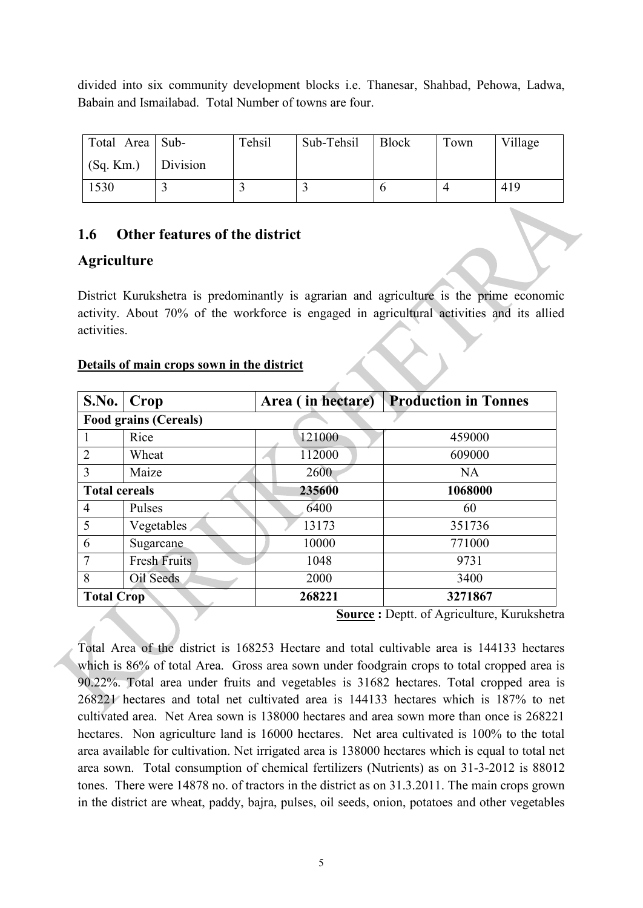divided into six community development blocks i.e. Thanesar, Shahbad, Pehowa, Ladwa, Babain and Ismailabad. Total Number of towns are four.

| Total Area (Sq. Km.) | Sub-Division | Tehsil | Sub-Tehsil | Block | Town | Village |
|---|---|---|---|---|---|---|
| 1530 | 3 | 3 | 3 | 6 | 4 | 419 |

## 1.6 Other features of the district

## Agriculture

District Kurukshetra is predominantly is agrarian and agriculture is the prime economic activity. About 70% of the workforce is engaged in agricultural activities and its allied activities.

**Details of main crops sown in the district**

| S.No. | Crop | Area ( in hectare) | Production in Tonnes |
|---|---|---|---|
| **Food grains (Cereals)** | | | |
| 1 | Rice | 121000 | 459000 |
| 2 | Wheat | 112000 | 609000 |
| 3 | Maize | 2600 | NA |
| **Total cereals** | | **235600** | **1068000** |
| 4 | Pulses | 6400 | 60 |
| 5 | Vegetables | 13173 | 351736 |
| 6 | Sugarcane | 10000 | 771000 |
| 7 | Fresh Fruits | 1048 | 9731 |
| 8 | Oil Seeds | 2000 | 3400 |
| **Total Crop** | | **268221** | **3271867** |

**Source :** Deptt. of Agriculture, Kurukshetra

Total Area of the district is 168253 Hectare and total cultivable area is 144133 hectares which is 86% of total Area. Gross area sown under foodgrain crops to total cropped area is 90.22%. Total area under fruits and vegetables is 31682 hectares. Total cropped area is 268221 hectares and total net cultivated area is 144133 hectares which is 187% to net cultivated area. Net Area sown is 138000 hectares and area sown more than once is 268221 hectares. Non agriculture land is 16000 hectares. Net area cultivated is 100% to the total area available for cultivation. Net irrigated area is 138000 hectares which is equal to total net area sown. Total consumption of chemical fertilizers (Nutrients) as on 31-3-2012 is 88012 tones. There were 14878 no. of tractors in the district as on 31.3.2011. The main crops grown in the district are wheat, paddy, bajra, pulses, oil seeds, onion, potatoes and other vegetables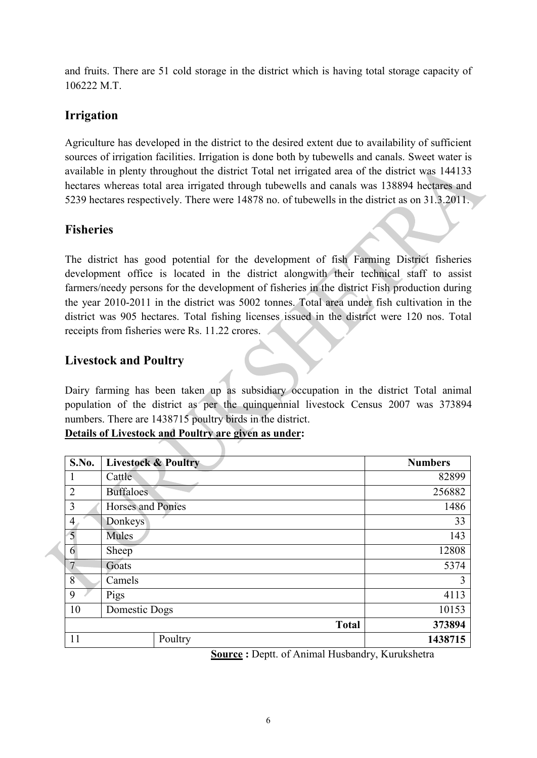and fruits. There are 51 cold storage in the district which is having total storage capacity of 106222 M.T.

## Irrigation

Agriculture has developed in the district to the desired extent due to availability of sufficient sources of irrigation facilities. Irrigation is done both by tubewells and canals. Sweet water is available in plenty throughout the district Total net irrigated area of the district was 144133 hectares whereas total area irrigated through tubewells and canals was 138894 hectares and 5239 hectares respectively. There were 14878 no. of tubewells in the district as on 31.3.2011.

## Fisheries

The district has good potential for the development of fish Farming District fisheries development office is located in the district alongwith their technical staff to assist farmers/needy persons for the development of fisheries in the district Fish production during the year 2010-2011 in the district was 5002 tonnes. Total area under fish cultivation in the district was 905 hectares. Total fishing licenses issued in the district were 120 nos. Total receipts from fisheries were Rs. 11.22 crores.

## Livestock and Poultry

Dairy farming has been taken up as subsidiary occupation in the district Total animal population of the district as per the quinquennial livestock Census 2007 was 373894 numbers. There are 1438715 poultry birds in the district.

**Details of Livestock and Poultry are given as under:**

| S.No. | Livestock & Poultry | Numbers |
|---|---|---|
| 1 | Cattle | 82899 |
| 2 | Buffaloes | 256882 |
| 3 | Horses and Ponies | 1486 |
| 4 | Donkeys | 33 |
| 5 | Mules | 143 |
| 6 | Sheep | 12808 |
| 7 | Goats | 5374 |
| 8 | Camels | 3 |
| 9 | Pigs | 4113 |
| 10 | Domestic Dogs | 10153 |
| | **Total** | **373894** |
| 11 | Poultry | **1438715** |

**Source :** Deptt. of Animal Husbandry, Kurukshetra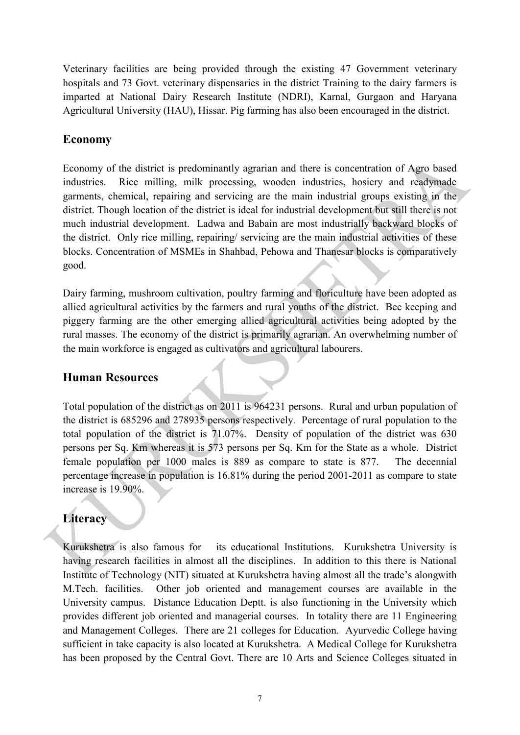Veterinary facilities are being provided through the existing 47 Government veterinary hospitals and 73 Govt. veterinary dispensaries in the district Training to the dairy farmers is imparted at National Dairy Research Institute (NDRI), Karnal, Gurgaon and Haryana Agricultural University (HAU), Hissar. Pig farming has also been encouraged in the district.

## Economy

Economy of the district is predominantly agrarian and there is concentration of Agro based industries. Rice milling, milk processing, wooden industries, hosiery and readymade garments, chemical, repairing and servicing are the main industrial groups existing in the district. Though location of the district is ideal for industrial development but still there is not much industrial development. Ladwa and Babain are most industrially backward blocks of the district. Only rice milling, repairing/ servicing are the main industrial activities of these blocks. Concentration of MSMEs in Shahbad, Pehowa and Thanesar blocks is comparatively good.

Dairy farming, mushroom cultivation, poultry farming and floriculture have been adopted as allied agricultural activities by the farmers and rural youths of the district. Bee keeping and piggery farming are the other emerging allied agricultural activities being adopted by the rural masses. The economy of the district is primarily agrarian. An overwhelming number of the main workforce is engaged as cultivators and agricultural labourers.

## Human Resources

Total population of the district as on 2011 is 964231 persons. Rural and urban population of the district is 685296 and 278935 persons respectively. Percentage of rural population to the total population of the district is 71.07%. Density of population of the district was 630 persons per Sq. Km whereas it is 573 persons per Sq. Km for the State as a whole. District female population per 1000 males is 889 as compare to state is 877. The decennial percentage increase in population is 16.81% during the period 2001-2011 as compare to state increase is 19.90%.

## Literacy

Kurukshetra is also famous for its educational Institutions. Kurukshetra University is having research facilities in almost all the disciplines. In addition to this there is National Institute of Technology (NIT) situated at Kurukshetra having almost all the trade's alongwith M.Tech. facilities. Other job oriented and management courses are available in the University campus. Distance Education Deptt. is also functioning in the University which provides different job oriented and managerial courses. In totality there are 11 Engineering and Management Colleges. There are 21 colleges for Education. Ayurvedic College having sufficient in take capacity is also located at Kurukshetra. A Medical College for Kurukshetra has been proposed by the Central Govt. There are 10 Arts and Science Colleges situated in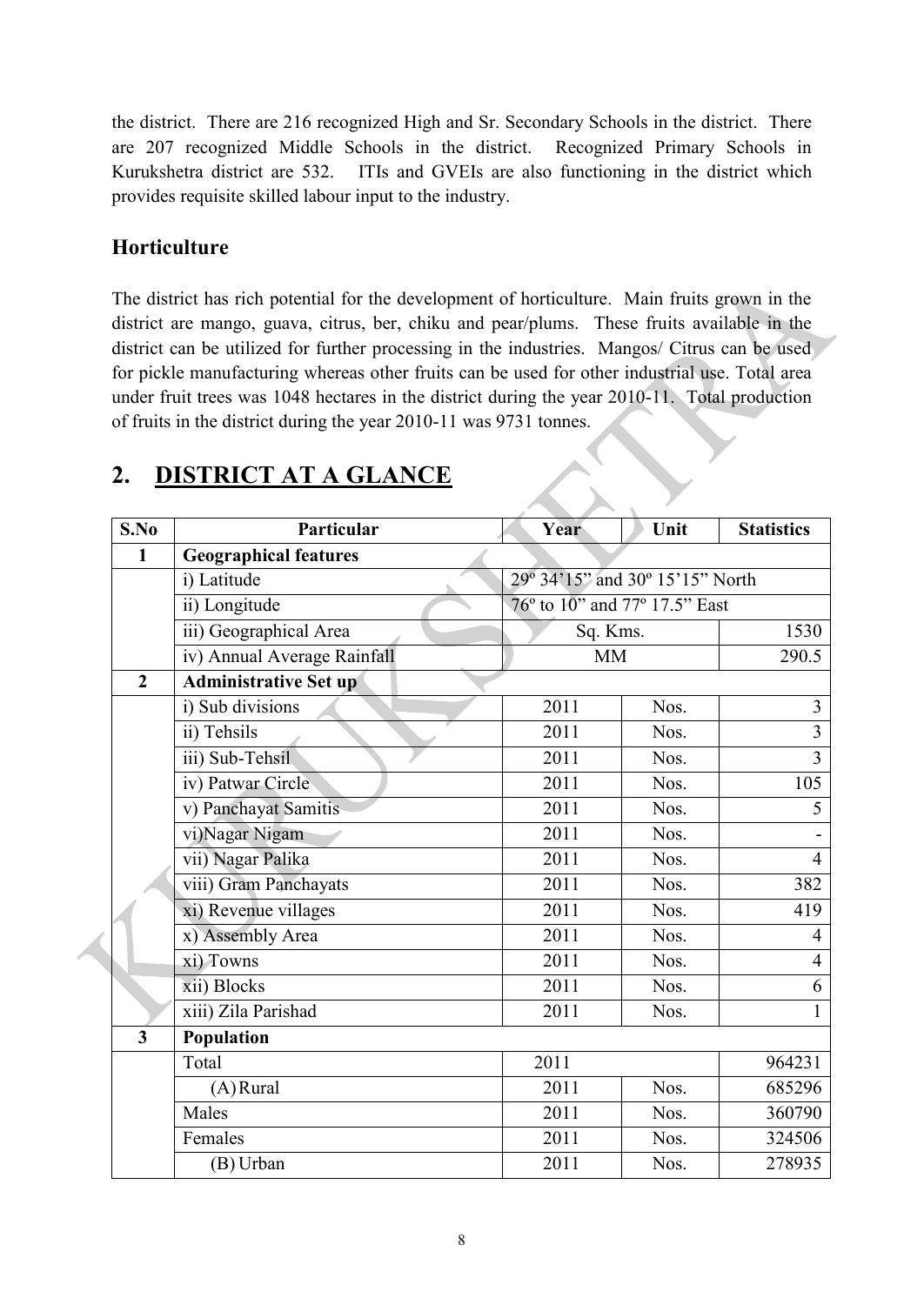the district. There are 216 recognized High and Sr. Secondary Schools in the district. There are 207 recognized Middle Schools in the district. Recognized Primary Schools in Kurukshetra district are 532. ITIs and GVEIs are also functioning in the district which provides requisite skilled labour input to the industry.

### Horticulture

The district has rich potential for the development of horticulture. Main fruits grown in the district are mango, guava, citrus, ber, chiku and pear/plums. These fruits available in the district can be utilized for further processing in the industries. Mangos/ Citrus can be used for pickle manufacturing whereas other fruits can be used for other industrial use. Total area under fruit trees was 1048 hectares in the district during the year 2010-11. Total production of fruits in the district during the year 2010-11 was 9731 tonnes.

## 2. DISTRICT AT A GLANCE

| S.No | Particular | Year | Unit | Statistics |
|---|---|---|---|---|
| **1** | **Geographical features** | | | |
| | i) Latitude | 29º 34'15" and 30º 15'15" North | | |
| | ii) Longitude | 76º to 10" and 77º 17.5" East | | |
| | iii) Geographical Area | Sq. Kms. | | 1530 |
| | iv) Annual Average Rainfall | MM | | 290.5 |
| **2** | **Administrative Set up** | | | |
| | i) Sub divisions | 2011 | Nos. | 3 |
| | ii) Tehsils | 2011 | Nos. | 3 |
| | iii) Sub-Tehsil | 2011 | Nos. | 3 |
| | iv) Patwar Circle | 2011 | Nos. | 105 |
| | v) Panchayat Samitis | 2011 | Nos. | 5 |
| | vi)Nagar Nigam | 2011 | Nos. | - |
| | vii) Nagar Palika | 2011 | Nos. | 4 |
| | viii) Gram Panchayats | 2011 | Nos. | 382 |
| | xi) Revenue villages | 2011 | Nos. | 419 |
| | x) Assembly Area | 2011 | Nos. | 4 |
| | xi) Towns | 2011 | Nos. | 4 |
| | xii) Blocks | 2011 | Nos. | 6 |
| | xiii) Zila Parishad | 2011 | Nos. | 1 |
| **3** | **Population** | | | |
| | Total | 2011 | | 964231 |
| | (A) Rural | 2011 | Nos. | 685296 |
| | Males | 2011 | Nos. | 360790 |
| | Females | 2011 | Nos. | 324506 |
| | (B) Urban | 2011 | Nos. | 278935 |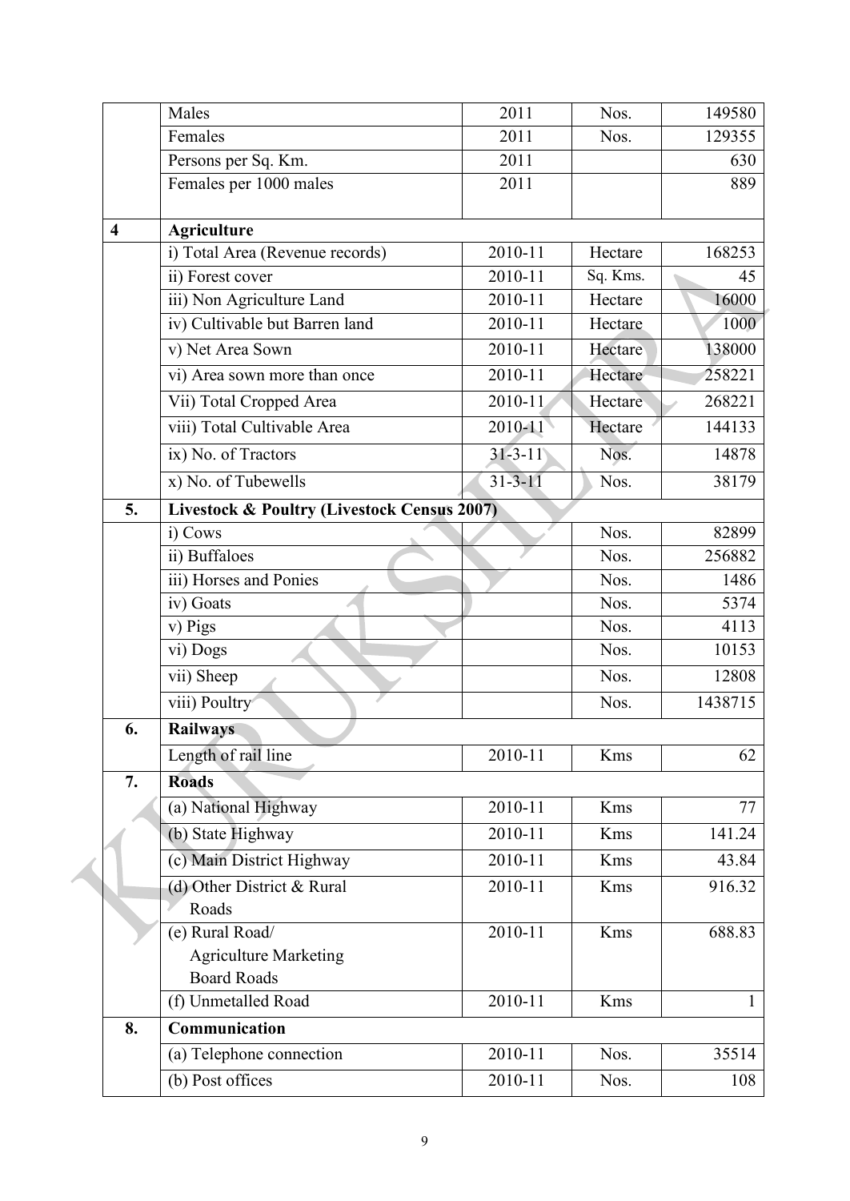| | | | | |
|---|---|---|---|---|
| | Males | 2011 | Nos. | 149580 |
| | Females | 2011 | Nos. | 129355 |
| | Persons per Sq. Km. | 2011 | | 630 |
| | Females per 1000 males | 2011 | | 889 |
| **4** | **Agriculture** | | | |
| | i) Total Area (Revenue records) | 2010-11 | Hectare | 168253 |
| | ii) Forest cover | 2010-11 | Sq. Kms. | 45 |
| | iii) Non Agriculture Land | 2010-11 | Hectare | 16000 |
| | iv) Cultivable but Barren land | 2010-11 | Hectare | 1000 |
| | v) Net Area Sown | 2010-11 | Hectare | 138000 |
| | vi) Area sown more than once | 2010-11 | Hectare | 258221 |
| | Vii) Total Cropped Area | 2010-11 | Hectare | 268221 |
| | viii) Total Cultivable Area | 2010-11 | Hectare | 144133 |
| | ix) No. of Tractors | 31-3-11 | Nos. | 14878 |
| | x) No. of Tubewells | 31-3-11 | Nos. | 38179 |
| **5.** | **Livestock & Poultry (Livestock Census 2007)** | | | |
| | i) Cows | | Nos. | 82899 |
| | ii) Buffaloes | | Nos. | 256882 |
| | iii) Horses and Ponies | | Nos. | 1486 |
| | iv) Goats | | Nos. | 5374 |
| | v) Pigs | | Nos. | 4113 |
| | vi) Dogs | | Nos. | 10153 |
| | vii) Sheep | | Nos. | 12808 |
| | viii) Poultry | | Nos. | 1438715 |
| **6.** | **Railways** | | | |
| | Length of rail line | 2010-11 | Kms | 62 |
| **7.** | **Roads** | | | |
| | (a) National Highway | 2010-11 | Kms | 77 |
| | (b) State Highway | 2010-11 | Kms | 141.24 |
| | (c) Main District Highway | 2010-11 | Kms | 43.84 |
| | (d) Other District & Rural Roads | 2010-11 | Kms | 916.32 |
| | (e) Rural Road/ Agriculture Marketing Board Roads | 2010-11 | Kms | 688.83 |
| | (f) Unmetalled Road | 2010-11 | Kms | 1 |
| **8.** | **Communication** | | | |
| | (a) Telephone connection | 2010-11 | Nos. | 35514 |
| | (b) Post offices | 2010-11 | Nos. | 108 |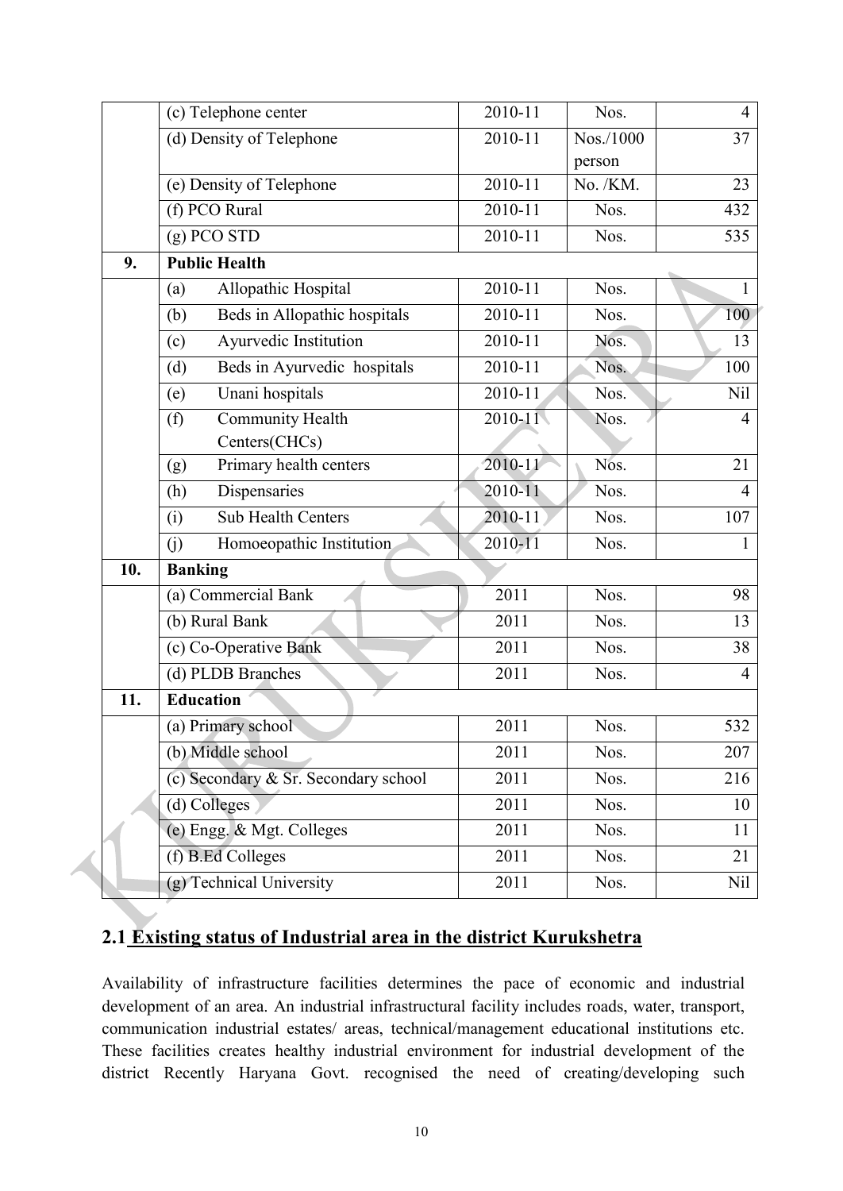| | | | | |
|---|---|---|---|---|
| | (c) Telephone center | 2010-11 | Nos. | 4 |
| | (d) Density of Telephone | 2010-11 | Nos./1000 person | 37 |
| | (e) Density of Telephone | 2010-11 | No. /KM. | 23 |
| | (f) PCO Rural | 2010-11 | Nos. | 432 |
| | (g) PCO STD | 2010-11 | Nos. | 535 |
| **9.** | **Public Health** | | | |
| | (a) Allopathic Hospital | 2010-11 | Nos. | 1 |
| | (b) Beds in Allopathic hospitals | 2010-11 | Nos. | 100 |
| | (c) Ayurvedic Institution | 2010-11 | Nos. | 13 |
| | (d) Beds in Ayurvedic hospitals | 2010-11 | Nos. | 100 |
| | (e) Unani hospitals | 2010-11 | Nos. | Nil |
| | (f) Community Health Centers(CHCs) | 2010-11 | Nos. | 4 |
| | (g) Primary health centers | 2010-11 | Nos. | 21 |
| | (h) Dispensaries | 2010-11 | Nos. | 4 |
| | (i) Sub Health Centers | 2010-11 | Nos. | 107 |
| | (j) Homoeopathic Institution | 2010-11 | Nos. | 1 |
| **10.** | **Banking** | | | |
| | (a) Commercial Bank | 2011 | Nos. | 98 |
| | (b) Rural Bank | 2011 | Nos. | 13 |
| | (c) Co-Operative Bank | 2011 | Nos. | 38 |
| | (d) PLDB Branches | 2011 | Nos. | 4 |
| **11.** | **Education** | | | |
| | (a) Primary school | 2011 | Nos. | 532 |
| | (b) Middle school | 2011 | Nos. | 207 |
| | (c) Secondary & Sr. Secondary school | 2011 | Nos. | 216 |
| | (d) Colleges | 2011 | Nos. | 10 |
| | (e) Engg. & Mgt. Colleges | 2011 | Nos. | 11 |
| | (f) B.Ed Colleges | 2011 | Nos. | 21 |
| | (g) Technical University | 2011 | Nos. | Nil |

## 2.1 Existing status of Industrial area in the district Kurukshetra

Availability of infrastructure facilities determines the pace of economic and industrial development of an area. An industrial infrastructural facility includes roads, water, transport, communication industrial estates/ areas, technical/management educational institutions etc. These facilities creates healthy industrial environment for industrial development of the district Recently Haryana Govt. recognised the need of creating/developing such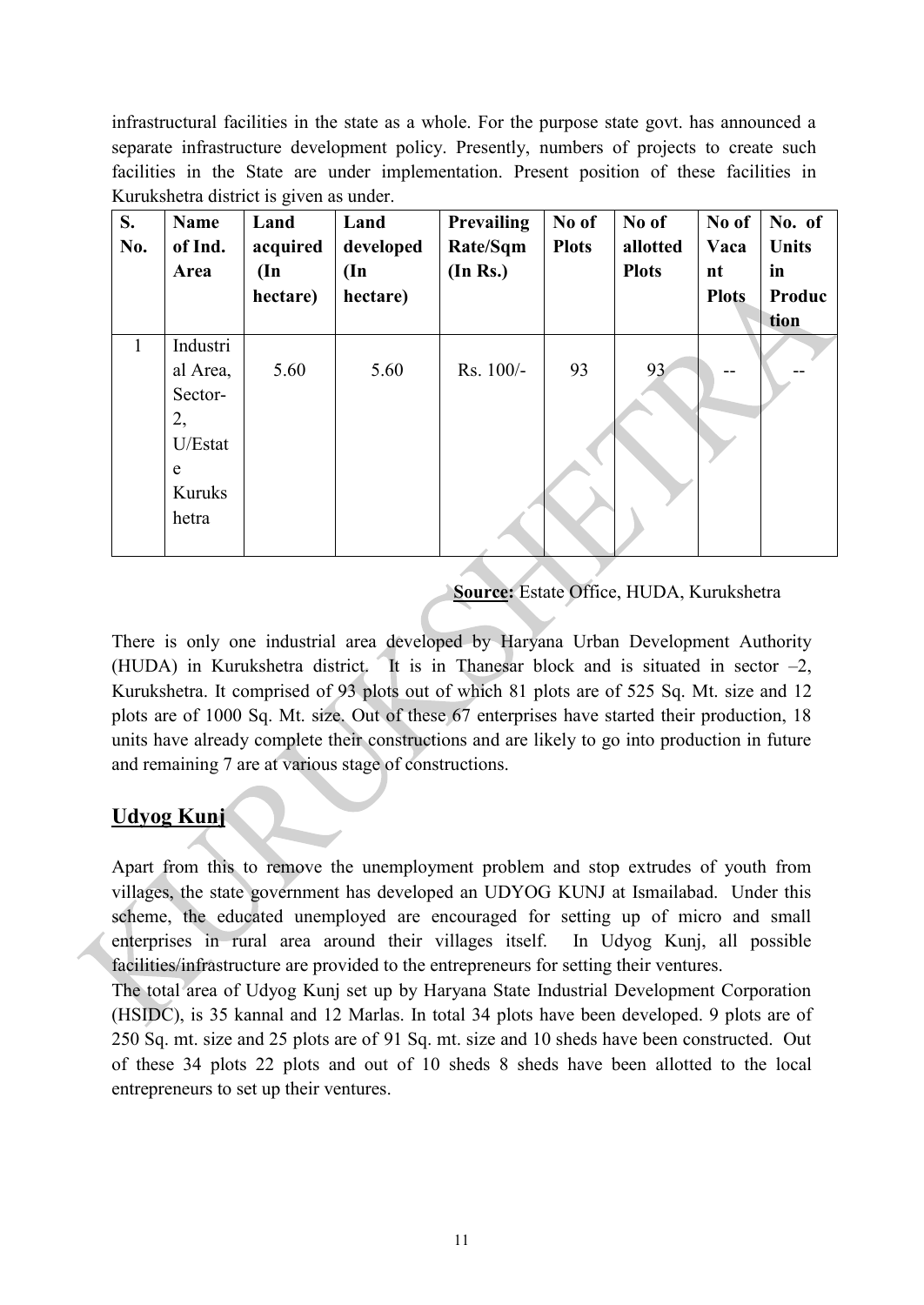infrastructural facilities in the state as a whole. For the purpose state govt. has announced a separate infrastructure development policy. Presently, numbers of projects to create such facilities in the State are under implementation. Present position of these facilities in Kurukshetra district is given as under.

| S. No. | Name of Ind. Area | Land acquired (In hectare) | Land developed (In hectare) | Prevailing Rate/Sqm (In Rs.) | No of Plots | No of allotted Plots | No of Vacant Plots | No. of Units in Production |
|---|---|---|---|---|---|---|---|---|
| 1 | Industrial Area, Sector-2, U/Estate Kurukshetra | 5.60 | 5.60 | Rs. 100/- | 93 | 93 | -- | -- |

**Source:** Estate Office, HUDA, Kurukshetra

There is only one industrial area developed by Haryana Urban Development Authority (HUDA) in Kurukshetra district. It is in Thanesar block and is situated in sector –2, Kurukshetra. It comprised of 93 plots out of which 81 plots are of 525 Sq. Mt. size and 12 plots are of 1000 Sq. Mt. size. Out of these 67 enterprises have started their production, 18 units have already complete their constructions and are likely to go into production in future and remaining 7 are at various stage of constructions.

## Udyog Kunj

Apart from this to remove the unemployment problem and stop extrudes of youth from villages, the state government has developed an UDYOG KUNJ at Ismailabad. Under this scheme, the educated unemployed are encouraged for setting up of micro and small enterprises in rural area around their villages itself. In Udyog Kunj, all possible facilities/infrastructure are provided to the entrepreneurs for setting their ventures.

The total area of Udyog Kunj set up by Haryana State Industrial Development Corporation (HSIDC), is 35 kannal and 12 Marlas. In total 34 plots have been developed. 9 plots are of 250 Sq. mt. size and 25 plots are of 91 Sq. mt. size and 10 sheds have been constructed. Out of these 34 plots 22 plots and out of 10 sheds 8 sheds have been allotted to the local entrepreneurs to set up their ventures.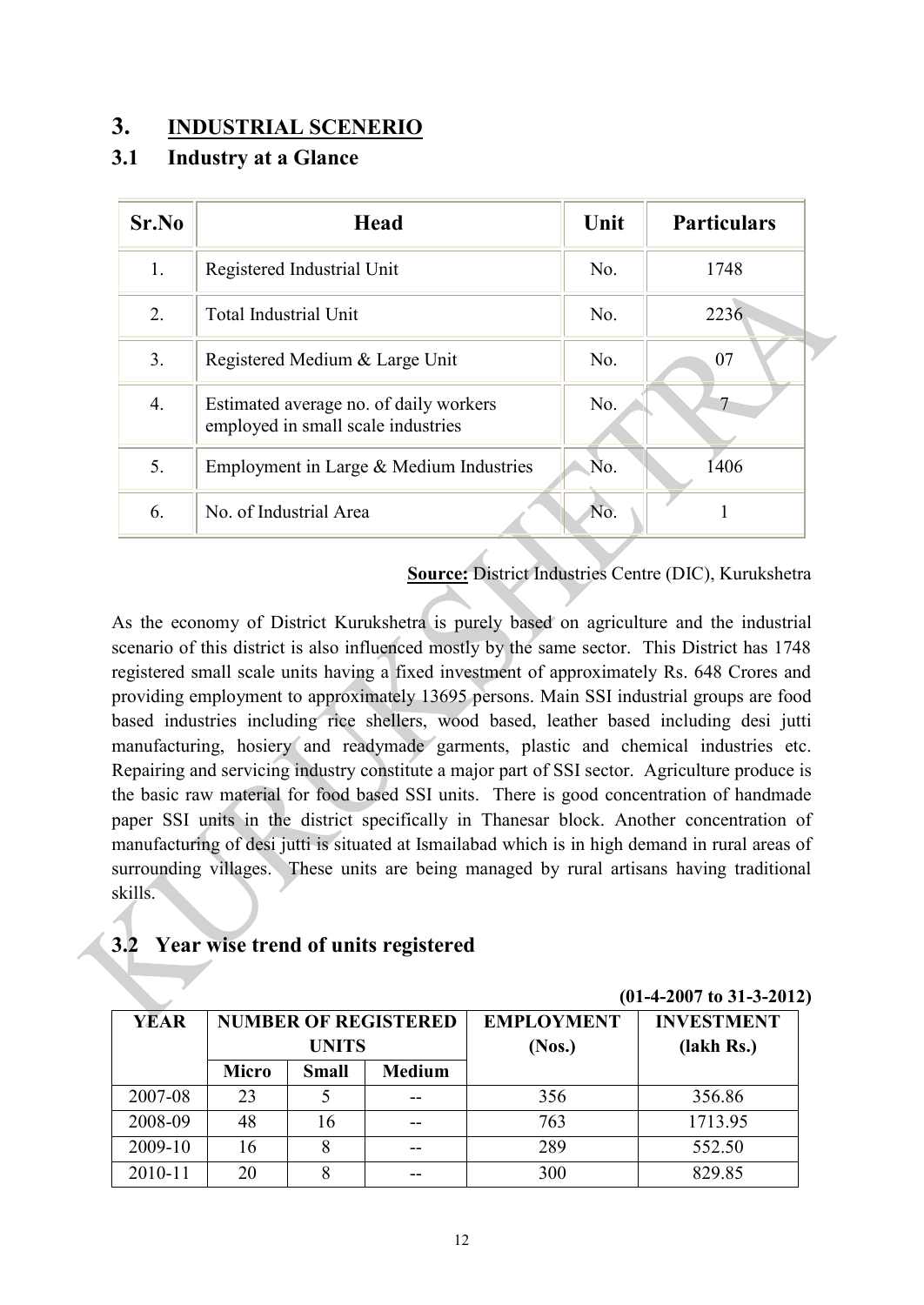# 3. INDUSTRIAL SCENERIO

## 3.1 Industry at a Glance

| Sr.No | Head | Unit | Particulars |
|---|---|---|---|
| 1. | Registered Industrial Unit | No. | 1748 |
| 2. | Total Industrial Unit | No. | 2236 |
| 3. | Registered Medium & Large Unit | No. | 07 |
| 4. | Estimated average no. of daily workers employed in small scale industries | No. | 7 |
| 5. | Employment in Large & Medium Industries | No. | 1406 |
| 6. | No. of Industrial Area | No. | 1 |

**Source:** District Industries Centre (DIC), Kurukshetra

As the economy of District Kurukshetra is purely based on agriculture and the industrial scenario of this district is also influenced mostly by the same sector. This District has 1748 registered small scale units having a fixed investment of approximately Rs. 648 Crores and providing employment to approximately 13695 persons. Main SSI industrial groups are food based industries including rice shellers, wood based, leather based including desi jutti manufacturing, hosiery and readymade garments, plastic and chemical industries etc. Repairing and servicing industry constitute a major part of SSI sector. Agriculture produce is the basic raw material for food based SSI units. There is good concentration of handmade paper SSI units in the district specifically in Thanesar block. Another concentration of manufacturing of desi jutti is situated at Ismailabad which is in high demand in rural areas of surrounding villages. These units are being managed by rural artisans having traditional skills.

## 3.2 Year wise trend of units registered

**(01-4-2007 to 31-3-2012)**

| YEAR | NUMBER OF REGISTERED UNITS | | | EMPLOYMENT (Nos.) | INVESTMENT (lakh Rs.) |
|---|---|---|---|---|---|
| | Micro | Small | Medium | | |
| 2007-08 | 23 | 5 | -- | 356 | 356.86 |
| 2008-09 | 48 | 16 | -- | 763 | 1713.95 |
| 2009-10 | 16 | 8 | -- | 289 | 552.50 |
| 2010-11 | 20 | 8 | -- | 300 | 829.85 |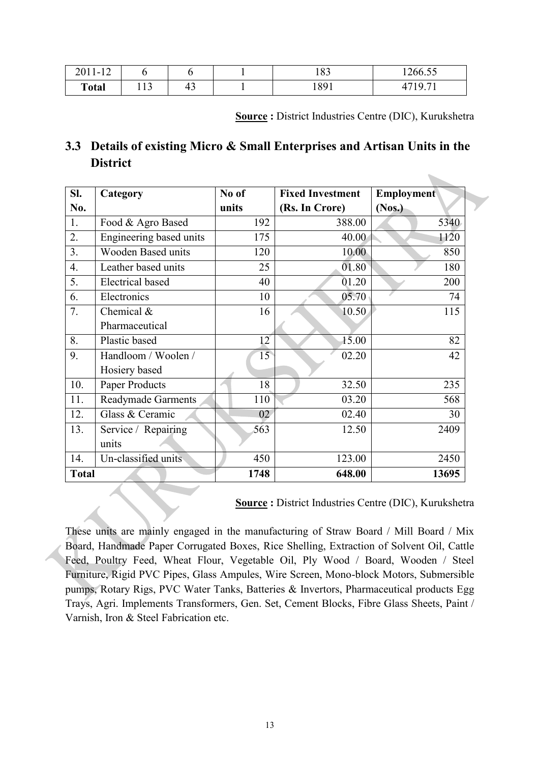| 2011-12 | 6 | 6 | 1 | 183 | 1266.55 |
|---|---|---|---|---|---|
| **Total** | 113 | 43 | 1 | 1891 | 4719.71 |

**Source :** District Industries Centre (DIC), Kurukshetra

## 3.3 Details of existing Micro & Small Enterprises and Artisan Units in the District

| Sl. No. | Category | No of units | Fixed Investment (Rs. In Crore) | Employment (Nos.) |
|---|---|---|---|---|
| 1. | Food & Agro Based | 192 | 388.00 | 5340 |
| 2. | Engineering based units | 175 | 40.00 | 1120 |
| 3. | Wooden Based units | 120 | 10.00 | 850 |
| 4. | Leather based units | 25 | 01.80 | 180 |
| 5. | Electrical based | 40 | 01.20 | 200 |
| 6. | Electronics | 10 | 05.70 | 74 |
| 7. | Chemical & Pharmaceutical | 16 | 10.50 | 115 |
| 8. | Plastic based | 12 | 15.00 | 82 |
| 9. | Handloom / Woolen / Hosiery based | 15 | 02.20 | 42 |
| 10. | Paper Products | 18 | 32.50 | 235 |
| 11. | Readymade Garments | 110 | 03.20 | 568 |
| 12. | Glass & Ceramic | 02 | 02.40 | 30 |
| 13. | Service / Repairing units | 563 | 12.50 | 2409 |
| 14. | Un-classified units | 450 | 123.00 | 2450 |
| **Total** | | **1748** | **648.00** | **13695** |

**Source :** District Industries Centre (DIC), Kurukshetra

These units are mainly engaged in the manufacturing of Straw Board / Mill Board / Mix Board, Handmade Paper Corrugated Boxes, Rice Shelling, Extraction of Solvent Oil, Cattle Feed, Poultry Feed, Wheat Flour, Vegetable Oil, Ply Wood / Board, Wooden / Steel Furniture, Rigid PVC Pipes, Glass Ampules, Wire Screen, Mono-block Motors, Submersible pumps, Rotary Rigs, PVC Water Tanks, Batteries & Invertors, Pharmaceutical products Egg Trays, Agri. Implements Transformers, Gen. Set, Cement Blocks, Fibre Glass Sheets, Paint / Varnish, Iron & Steel Fabrication etc.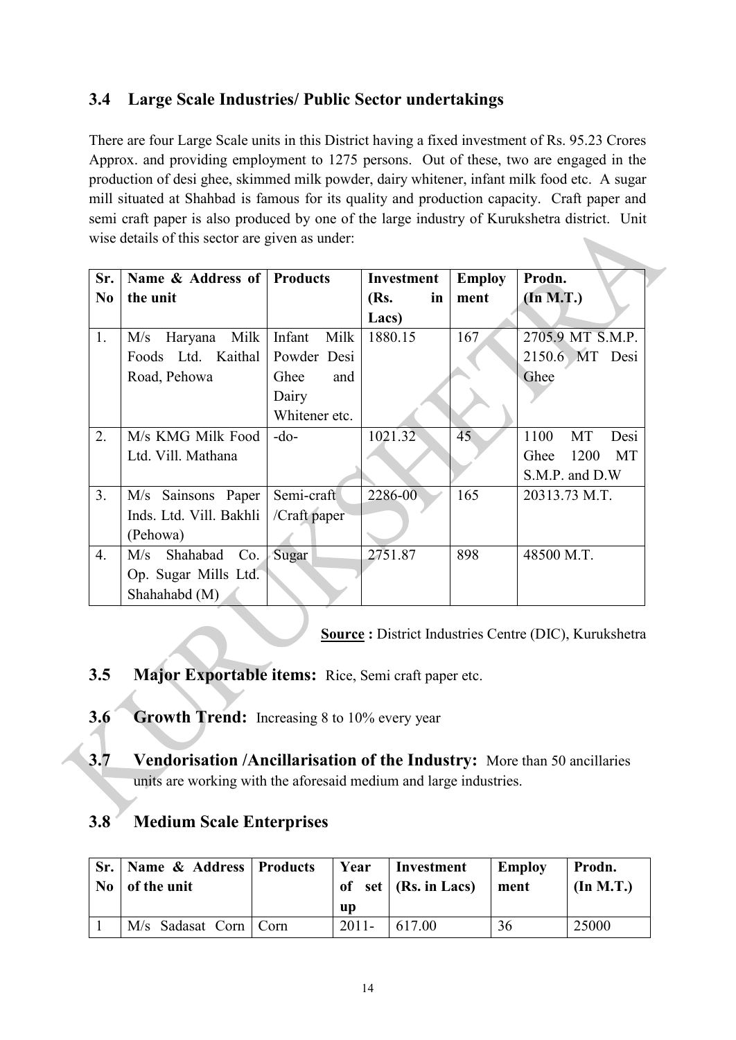## 3.4 Large Scale Industries/ Public Sector undertakings

There are four Large Scale units in this District having a fixed investment of Rs. 95.23 Crores Approx. and providing employment to 1275 persons. Out of these, two are engaged in the production of desi ghee, skimmed milk powder, dairy whitener, infant milk food etc. A sugar mill situated at Shahbad is famous for its quality and production capacity. Craft paper and semi craft paper is also produced by one of the large industry of Kurukshetra district. Unit wise details of this sector are given as under:

| Sr. No | Name & Address of the unit | Products | Investment (Rs. in Lacs) | Employ ment | Prodn. (In M.T.) |
|---|---|---|---|---|---|
| 1. | M/s Haryana Milk Foods Ltd. Kaithal Road, Pehowa | Infant Milk Powder Desi Ghee and Dairy Whitener etc. | 1880.15 | 167 | 2705.9 MT S.M.P. 2150.6 MT Desi Ghee |
| 2. | M/s KMG Milk Food Ltd. Vill. Mathana | -do- | 1021.32 | 45 | 1100 MT Desi Ghee 1200 MT S.M.P. and D.W |
| 3. | M/s Sainsons Paper Inds. Ltd. Vill. Bakhli (Pehowa) | Semi-craft /Craft paper | 2286-00 | 165 | 20313.73 M.T. |
| 4. | M/s Shahabad Co. Op. Sugar Mills Ltd. Shahahabd (M) | Sugar | 2751.87 | 898 | 48500 M.T. |

**Source :** District Industries Centre (DIC), Kurukshetra

## 3.5 Major Exportable items: Rice, Semi craft paper etc.

## 3.6 Growth Trend: Increasing 8 to 10% every year

## 3.7 Vendorisation /Ancillarisation of the Industry: More than 50 ancillaries units are working with the aforesaid medium and large industries.

## 3.8 Medium Scale Enterprises

| Sr. No | Name & Address of the unit | Products | Year of set up | Investment (Rs. in Lacs) | Employ ment | Prodn. (In M.T.) |
|---|---|---|---|---|---|---|
| 1 | M/s Sadasat Corn | Corn | 2011- | 617.00 | 36 | 25000 |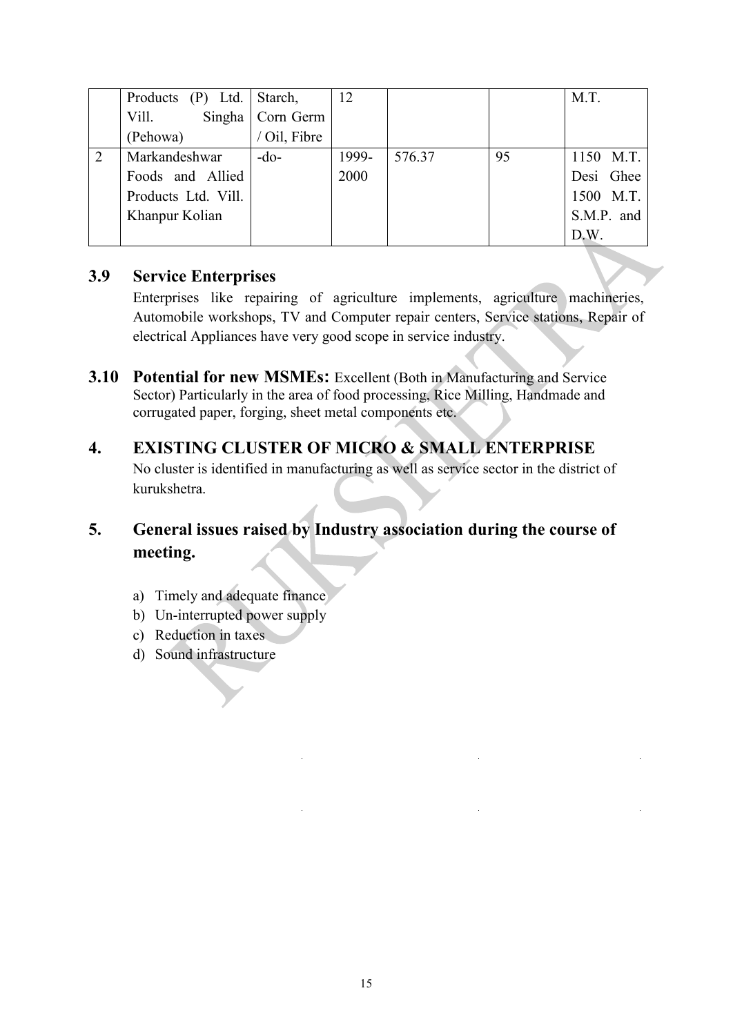|   | Products (P) Ltd. Vill. Singha (Pehowa) | Starch, Corn Germ / Oil, Fibre | 12 |   |   | M.T. |
|---|---|---|---|---|---|---|
| 2 | Markandeshwar Foods and Allied Products Ltd. Vill. Khanpur Kolian | -do- | 1999-2000 | 576.37 | 95 | 1150 M.T. Desi Ghee 1500 M.T. S.M.P. and D.W. |

### 3.9 Service Enterprises

Enterprises like repairing of agriculture implements, agriculture machineries, Automobile workshops, TV and Computer repair centers, Service stations, Repair of electrical Appliances have very good scope in service industry.

### 3.10 Potential for new MSMEs:

Excellent (Both in Manufacturing and Service Sector) Particularly in the area of food processing, Rice Milling, Handmade and corrugated paper, forging, sheet metal components etc.

## 4. EXISTING CLUSTER OF MICRO & SMALL ENTERPRISE

No cluster is identified in manufacturing as well as service sector in the district of kurukshetra.

## 5. General issues raised by Industry association during the course of meeting.

a) Timely and adequate finance
b) Un-interrupted power supply
c) Reduction in taxes
d) Sound infrastructure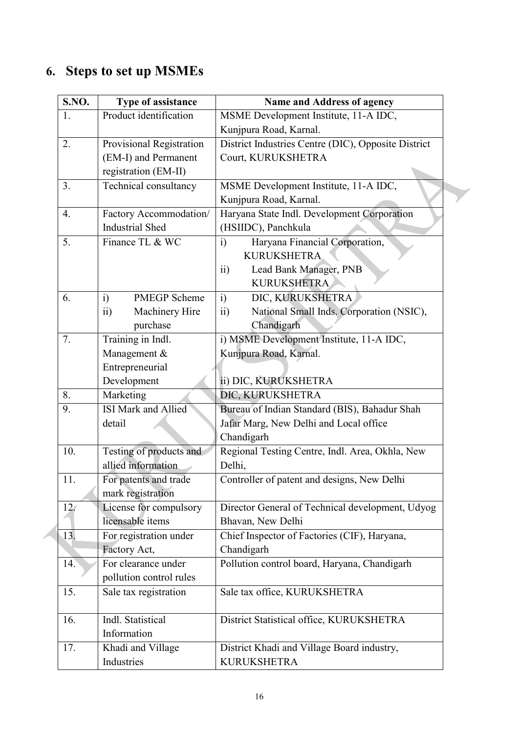## 6. Steps to set up MSMEs

| S.NO. | Type of assistance | Name and Address of agency |
|---|---|---|
| 1. | Product identification | MSME Development Institute, 11-A IDC, Kunjpura Road, Karnal. |
| 2. | Provisional Registration (EM-I) and Permanent registration (EM-II) | District Industries Centre (DIC), Opposite District Court, KURUKSHETRA |
| 3. | Technical consultancy | MSME Development Institute, 11-A IDC, Kunjpura Road, Karnal. |
| 4. | Factory Accommodation/ Industrial Shed | Haryana State Indl. Development Corporation (HSIIDC), Panchkula |
| 5. | Finance TL & WC | i) Haryana Financial Corporation, KURUKSHETRA<br>ii) Lead Bank Manager, PNB KURUKSHETRA |
| 6. | i) PMEGP Scheme<br>ii) Machinery Hire purchase | i) DIC, KURUKSHETRA<br>ii) National Small Inds. Corporation (NSIC), Chandigarh |
| 7. | Training in Indl. Management & Entrepreneurial Development | i) MSME Development Institute, 11-A IDC, Kunjpura Road, Karnal.<br>ii) DIC, KURUKSHETRA |
| 8. | Marketing | DIC, KURUKSHETRA |
| 9. | ISI Mark and Allied detail | Bureau of Indian Standard (BIS), Bahadur Shah Jafar Marg, New Delhi and Local office Chandigarh |
| 10. | Testing of products and allied information | Regional Testing Centre, Indl. Area, Okhla, New Delhi, |
| 11. | For patents and trade mark registration | Controller of patent and designs, New Delhi |
| 12. | License for compulsory licensable items | Director General of Technical development, Udyog Bhavan, New Delhi |
| 13. | For registration under Factory Act, | Chief Inspector of Factories (CIF), Haryana, Chandigarh |
| 14. | For clearance under pollution control rules | Pollution control board, Haryana, Chandigarh |
| 15. | Sale tax registration | Sale tax office, KURUKSHETRA |
| 16. | Indl. Statistical Information | District Statistical office, KURUKSHETRA |
| 17. | Khadi and Village Industries | District Khadi and Village Board industry, KURUKSHETRA |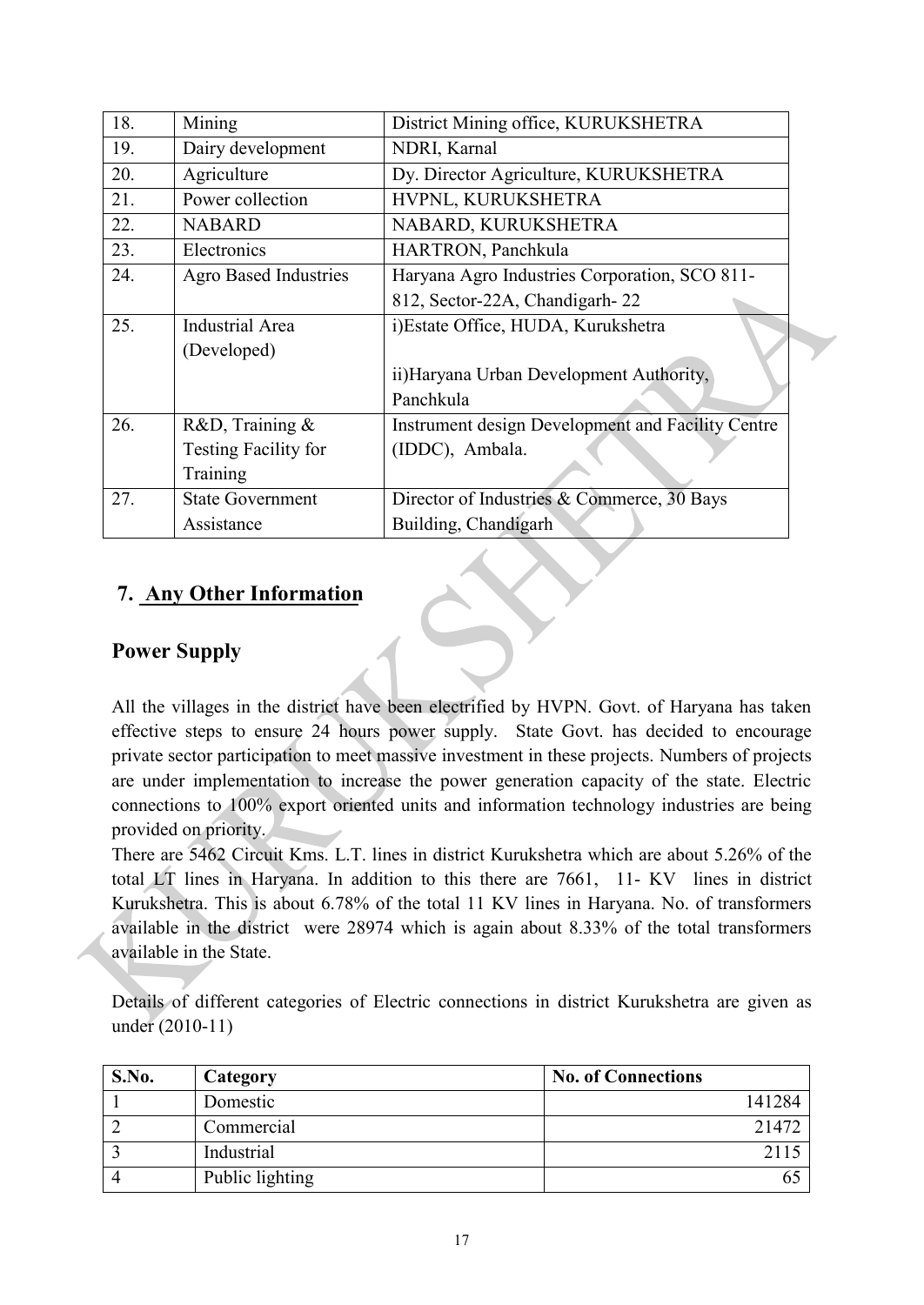| 18. | Mining | District Mining office, KURUKSHETRA |
|---|---|---|
| 19. | Dairy development | NDRI, Karnal |
| 20. | Agriculture | Dy. Director Agriculture, KURUKSHETRA |
| 21. | Power collection | HVPNL, KURUKSHETRA |
| 22. | NABARD | NABARD, KURUKSHETRA |
| 23. | Electronics | HARTRON, Panchkula |
| 24. | Agro Based Industries | Haryana Agro Industries Corporation, SCO 811-812, Sector-22A, Chandigarh- 22 |
| 25. | Industrial Area (Developed) | i)Estate Office, HUDA, Kurukshetra<br><br>ii)Haryana Urban Development Authority, Panchkula |
| 26. | R&D, Training & Testing Facility for Training | Instrument design Development and Facility Centre (IDDC), Ambala. |
| 27. | State Government Assistance | Director of Industries & Commerce, 30 Bays Building, Chandigarh |

## 7. Any Other Information

### Power Supply

All the villages in the district have been electrified by HVPN. Govt. of Haryana has taken effective steps to ensure 24 hours power supply. State Govt. has decided to encourage private sector participation to meet massive investment in these projects. Numbers of projects are under implementation to increase the power generation capacity of the state. Electric connections to 100% export oriented units and information technology industries are being provided on priority.

There are 5462 Circuit Kms. L.T. lines in district Kurukshetra which are about 5.26% of the total LT lines in Haryana. In addition to this there are 7661, 11- KV lines in district Kurukshetra. This is about 6.78% of the total 11 KV lines in Haryana. No. of transformers available in the district were 28974 which is again about 8.33% of the total transformers available in the State.

Details of different categories of Electric connections in district Kurukshetra are given as under (2010-11)

| S.No. | Category | No. of Connections |
|---|---|---|
| 1 | Domestic | 141284 |
| 2 | Commercial | 21472 |
| 3 | Industrial | 2115 |
| 4 | Public lighting | 65 |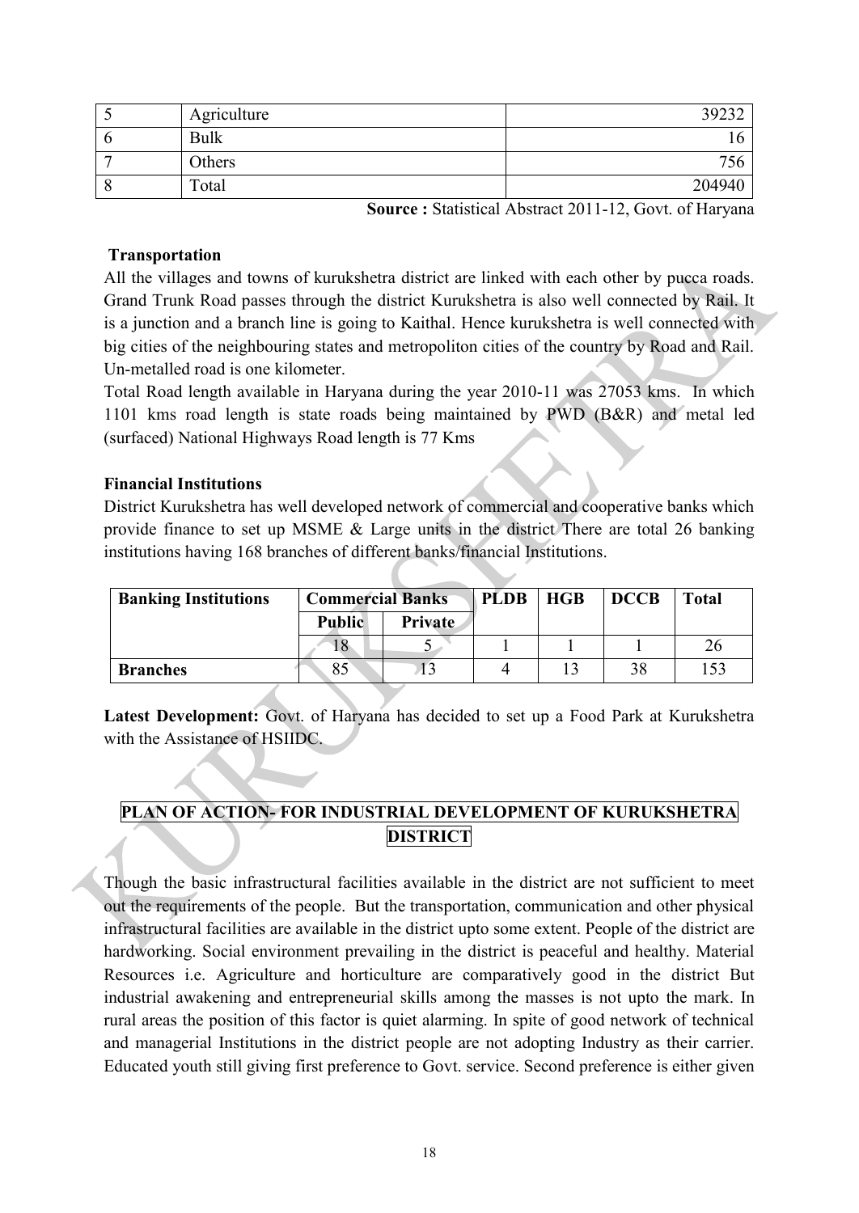| 5 | Agriculture | 39232 |
|---|---|---|
| 6 | Bulk | 16 |
| 7 | Others | 756 |
| 8 | Total | 204940 |

**Source :** Statistical Abstract 2011-12, Govt. of Haryana

**Transportation**

All the villages and towns of kurukshetra district are linked with each other by pucca roads. Grand Trunk Road passes through the district Kurukshetra is also well connected by Rail. It is a junction and a branch line is going to Kaithal. Hence kurukshetra is well connected with big cities of the neighbouring states and metropoliton cities of the country by Road and Rail. Un-metalled road is one kilometer.

Total Road length available in Haryana during the year 2010-11 was 27053 kms. In which 1101 kms road length is state roads being maintained by PWD (B&R) and metal led (surfaced) National Highways Road length is 77 Kms

**Financial Institutions**

District Kurukshetra has well developed network of commercial and cooperative banks which provide finance to set up MSME & Large units in the district There are total 26 banking institutions having 168 branches of different banks/financial Institutions.

| **Banking Institutions** | **Commercial Banks** | | **PLDB** | **HGB** | **DCCB** | **Total** |
|---|---|---|---|---|---|---|
| | **Public** | **Private** | | | | |
| | 18 | 5 | 1 | 1 | 1 | 26 |
| **Branches** | 85 | 13 | 4 | 13 | 38 | 153 |

**Latest Development:** Govt. of Haryana has decided to set up a Food Park at Kurukshetra with the Assistance of HSIIDC.

## PLAN OF ACTION- FOR INDUSTRIAL DEVELOPMENT OF KURUKSHETRA DISTRICT

Though the basic infrastructural facilities available in the district are not sufficient to meet out the requirements of the people. But the transportation, communication and other physical infrastructural facilities are available in the district upto some extent. People of the district are hardworking. Social environment prevailing in the district is peaceful and healthy. Material Resources i.e. Agriculture and horticulture are comparatively good in the district But industrial awakening and entrepreneurial skills among the masses is not upto the mark. In rural areas the position of this factor is quiet alarming. In spite of good network of technical and managerial Institutions in the district people are not adopting Industry as their carrier. Educated youth still giving first preference to Govt. service. Second preference is either given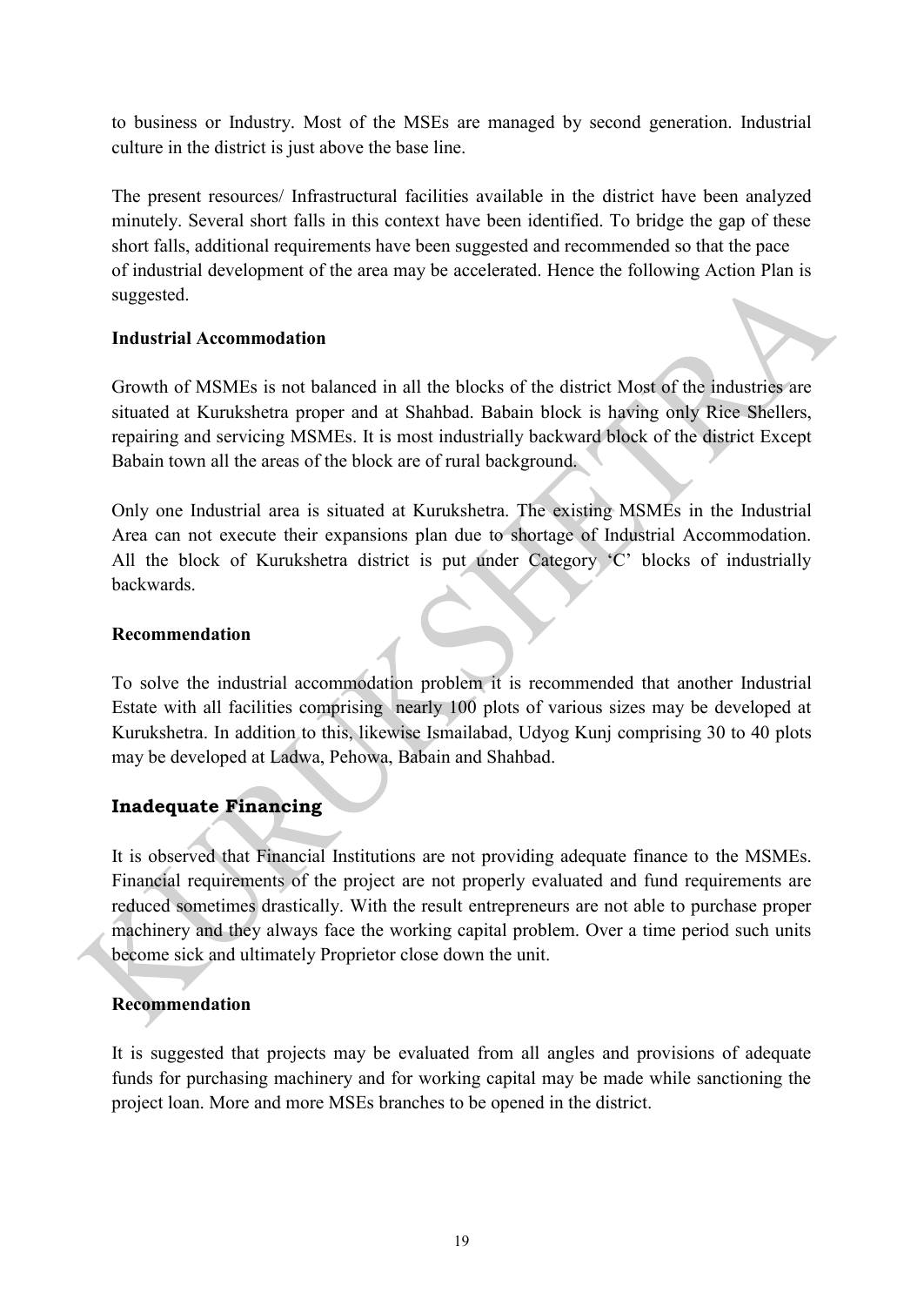to business or Industry. Most of the MSEs are managed by second generation. Industrial culture in the district is just above the base line.

The present resources/ Infrastructural facilities available in the district have been analyzed minutely. Several short falls in this context have been identified. To bridge the gap of these short falls, additional requirements have been suggested and recommended so that the pace of industrial development of the area may be accelerated. Hence the following Action Plan is suggested.

**Industrial Accommodation**

Growth of MSMEs is not balanced in all the blocks of the district Most of the industries are situated at Kurukshetra proper and at Shahbad. Babain block is having only Rice Shellers, repairing and servicing MSMEs. It is most industrially backward block of the district Except Babain town all the areas of the block are of rural background.

Only one Industrial area is situated at Kurukshetra. The existing MSMEs in the Industrial Area can not execute their expansions plan due to shortage of Industrial Accommodation. All the block of Kurukshetra district is put under Category 'C' blocks of industrially backwards.

**Recommendation**

To solve the industrial accommodation problem it is recommended that another Industrial Estate with all facilities comprising nearly 100 plots of various sizes may be developed at Kurukshetra. In addition to this, likewise Ismailabad, Udyog Kunj comprising 30 to 40 plots may be developed at Ladwa, Pehowa, Babain and Shahbad.

**Inadequate Financing**

It is observed that Financial Institutions are not providing adequate finance to the MSMEs. Financial requirements of the project are not properly evaluated and fund requirements are reduced sometimes drastically. With the result entrepreneurs are not able to purchase proper machinery and they always face the working capital problem. Over a time period such units become sick and ultimately Proprietor close down the unit.

**Recommendation**

It is suggested that projects may be evaluated from all angles and provisions of adequate funds for purchasing machinery and for working capital may be made while sanctioning the project loan. More and more MSEs branches to be opened in the district.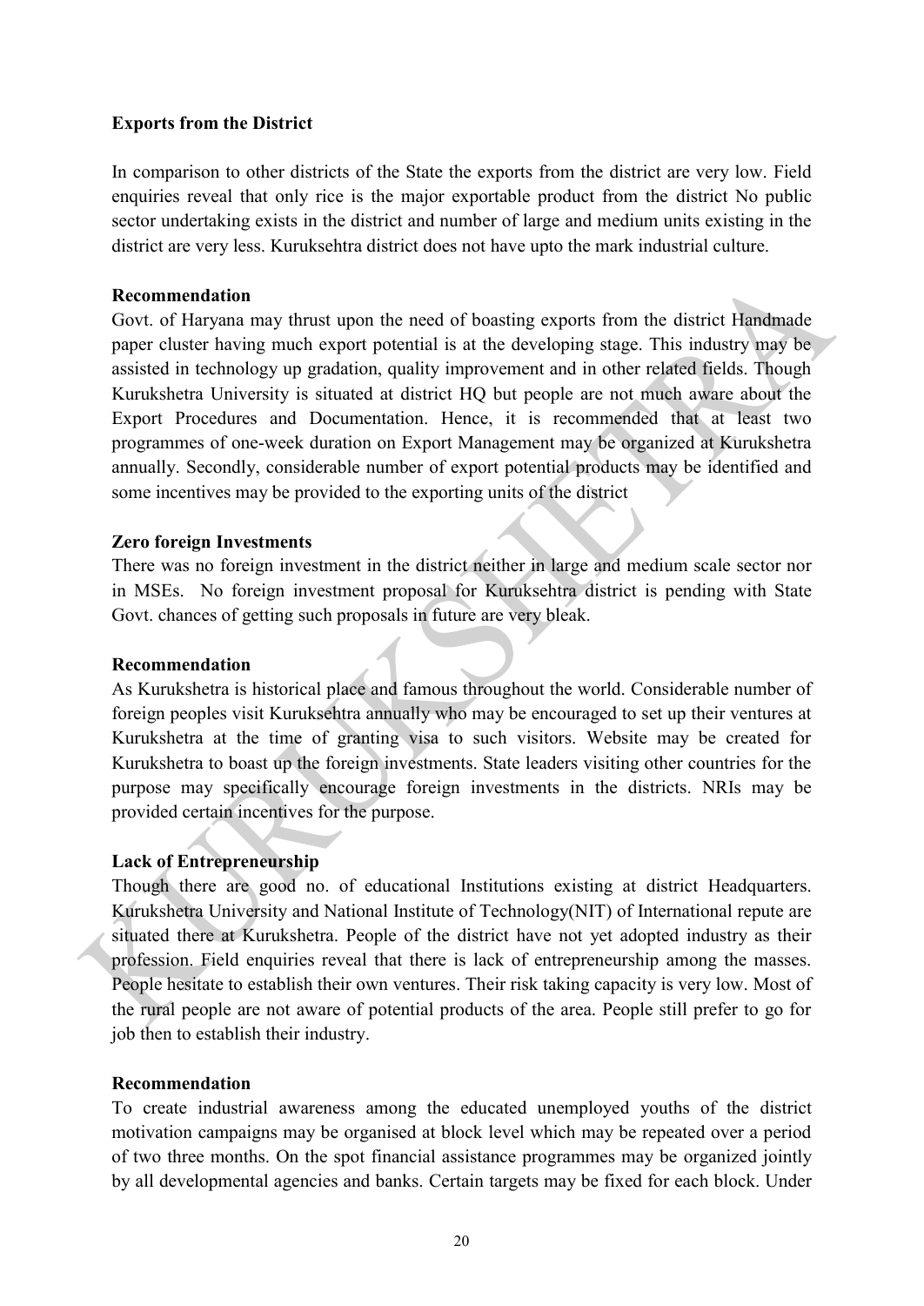**Exports from the District**

In comparison to other districts of the State the exports from the district are very low. Field enquiries reveal that only rice is the major exportable product from the district No public sector undertaking exists in the district and number of large and medium units existing in the district are very less. Kuruksehtra district does not have upto the mark industrial culture.

**Recommendation**

Govt. of Haryana may thrust upon the need of boasting exports from the district Handmade paper cluster having much export potential is at the developing stage. This industry may be assisted in technology up gradation, quality improvement and in other related fields. Though Kurukshetra University is situated at district HQ but people are not much aware about the Export Procedures and Documentation. Hence, it is recommended that at least two programmes of one-week duration on Export Management may be organized at Kurukshetra annually. Secondly, considerable number of export potential products may be identified and some incentives may be provided to the exporting units of the district

**Zero foreign Investments**

There was no foreign investment in the district neither in large and medium scale sector nor in MSEs. No foreign investment proposal for Kuruksehtra district is pending with State Govt. chances of getting such proposals in future are very bleak.

**Recommendation**

As Kurukshetra is historical place and famous throughout the world. Considerable number of foreign peoples visit Kuruksehtra annually who may be encouraged to set up their ventures at Kurukshetra at the time of granting visa to such visitors. Website may be created for Kurukshetra to boast up the foreign investments. State leaders visiting other countries for the purpose may specifically encourage foreign investments in the districts. NRIs may be provided certain incentives for the purpose.

**Lack of Entrepreneurship**

Though there are good no. of educational Institutions existing at district Headquarters. Kurukshetra University and National Institute of Technology(NIT) of International repute are situated there at Kurukshetra. People of the district have not yet adopted industry as their profession. Field enquiries reveal that there is lack of entrepreneurship among the masses. People hesitate to establish their own ventures. Their risk taking capacity is very low. Most of the rural people are not aware of potential products of the area. People still prefer to go for job then to establish their industry.

**Recommendation**

To create industrial awareness among the educated unemployed youths of the district motivation campaigns may be organised at block level which may be repeated over a period of two three months. On the spot financial assistance programmes may be organized jointly by all developmental agencies and banks. Certain targets may be fixed for each block. Under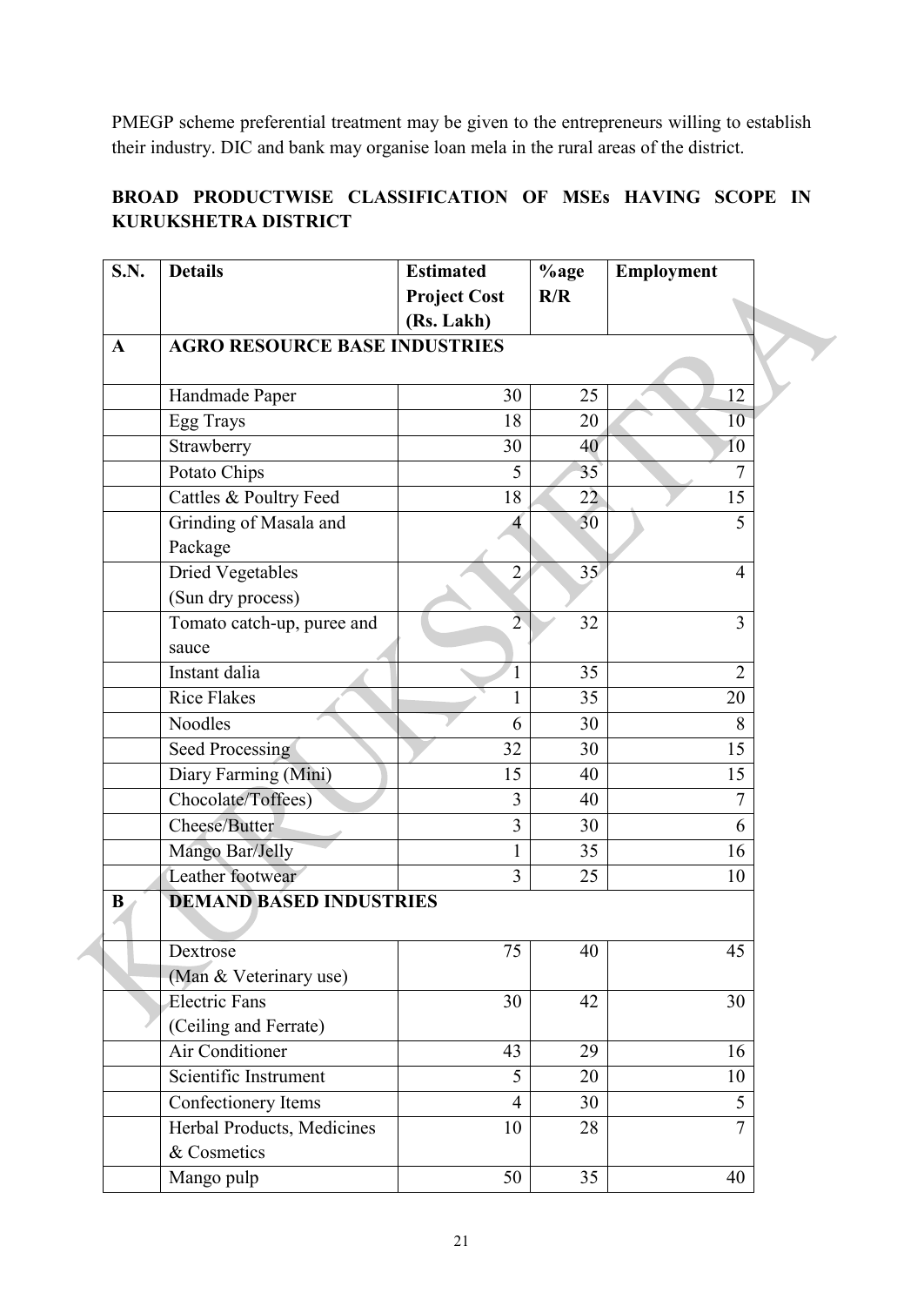PMEGP scheme preferential treatment may be given to the entrepreneurs willing to establish their industry. DIC and bank may organise loan mela in the rural areas of the district.

**BROAD PRODUCTWISE CLASSIFICATION OF MSEs HAVING SCOPE IN KURUKSHETRA DISTRICT**

| S.N. | Details | Estimated Project Cost (Rs. Lakh) | %age R/R | Employment |
|---|---|---|---|---|
| **A** | **AGRO RESOURCE BASE INDUSTRIES** | | | |
| | Handmade Paper | 30 | 25 | 12 |
| | Egg Trays | 18 | 20 | 10 |
| | Strawberry | 30 | 40 | 10 |
| | Potato Chips | 5 | 35 | 7 |
| | Cattles & Poultry Feed | 18 | 22 | 15 |
| | Grinding of Masala and Package | 4 | 30 | 5 |
| | Dried Vegetables (Sun dry process) | 2 | 35 | 4 |
| | Tomato catch-up, puree and sauce | 2 | 32 | 3 |
| | Instant dalia | 1 | 35 | 2 |
| | Rice Flakes | 1 | 35 | 20 |
| | Noodles | 6 | 30 | 8 |
| | Seed Processing | 32 | 30 | 15 |
| | Diary Farming (Mini) | 15 | 40 | 15 |
| | Chocolate/Toffees) | 3 | 40 | 7 |
| | Cheese/Butter | 3 | 30 | 6 |
| | Mango Bar/Jelly | 1 | 35 | 16 |
| | Leather footwear | 3 | 25 | 10 |
| **B** | **DEMAND BASED INDUSTRIES** | | | |
| | Dextrose (Man & Veterinary use) | 75 | 40 | 45 |
| | Electric Fans (Ceiling and Ferrate) | 30 | 42 | 30 |
| | Air Conditioner | 43 | 29 | 16 |
| | Scientific Instrument | 5 | 20 | 10 |
| | Confectionery Items | 4 | 30 | 5 |
| | Herbal Products, Medicines & Cosmetics | 10 | 28 | 7 |
| | Mango pulp | 50 | 35 | 40 |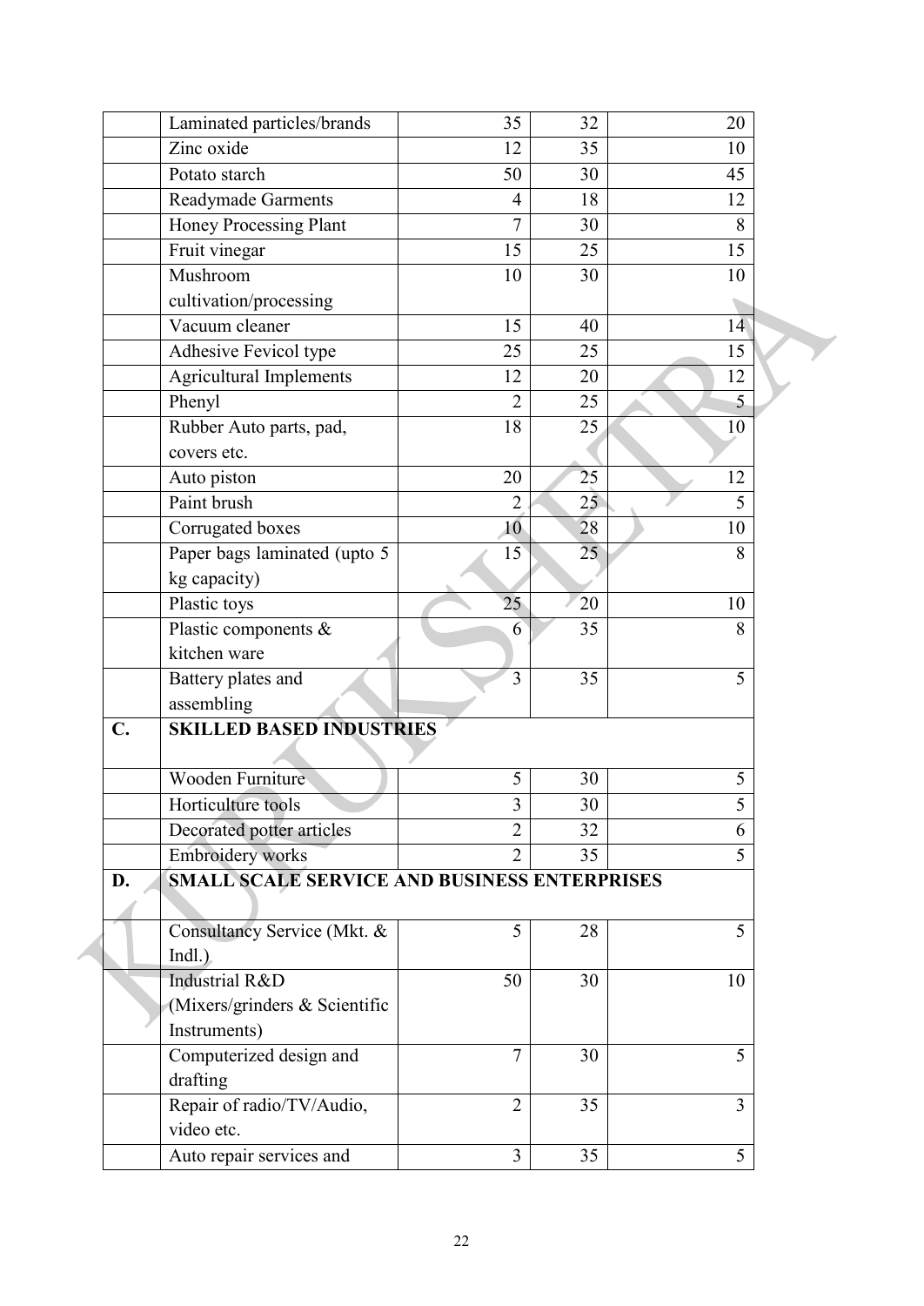| | | | | |
|---|---|---|---|---|
| | Laminated particles/brands | 35 | 32 | 20 |
| | Zinc oxide | 12 | 35 | 10 |
| | Potato starch | 50 | 30 | 45 |
| | Readymade Garments | 4 | 18 | 12 |
| | Honey Processing Plant | 7 | 30 | 8 |
| | Fruit vinegar | 15 | 25 | 15 |
| | Mushroom cultivation/processing | 10 | 30 | 10 |
| | Vacuum cleaner | 15 | 40 | 14 |
| | Adhesive Fevicol type | 25 | 25 | 15 |
| | Agricultural Implements | 12 | 20 | 12 |
| | Phenyl | 2 | 25 | 5 |
| | Rubber Auto parts, pad, covers etc. | 18 | 25 | 10 |
| | Auto piston | 20 | 25 | 12 |
| | Paint brush | 2 | 25 | 5 |
| | Corrugated boxes | 10 | 28 | 10 |
| | Paper bags laminated (upto 5 kg capacity) | 15 | 25 | 8 |
| | Plastic toys | 25 | 20 | 10 |
| | Plastic components & kitchen ware | 6 | 35 | 8 |
| | Battery plates and assembling | 3 | 35 | 5 |
| **C.** | **SKILLED BASED INDUSTRIES** | | | |
| | Wooden Furniture | 5 | 30 | 5 |
| | Horticulture tools | 3 | 30 | 5 |
| | Decorated potter articles | 2 | 32 | 6 |
| | Embroidery works | 2 | 35 | 5 |
| **D.** | **SMALL SCALE SERVICE AND BUSINESS ENTERPRISES** | | | |
| | Consultancy Service (Mkt. & Indl.) | 5 | 28 | 5 |
| | Industrial R&D (Mixers/grinders & Scientific Instruments) | 50 | 30 | 10 |
| | Computerized design and drafting | 7 | 30 | 5 |
| | Repair of radio/TV/Audio, video etc. | 2 | 35 | 3 |
| | Auto repair services and | 3 | 35 | 5 |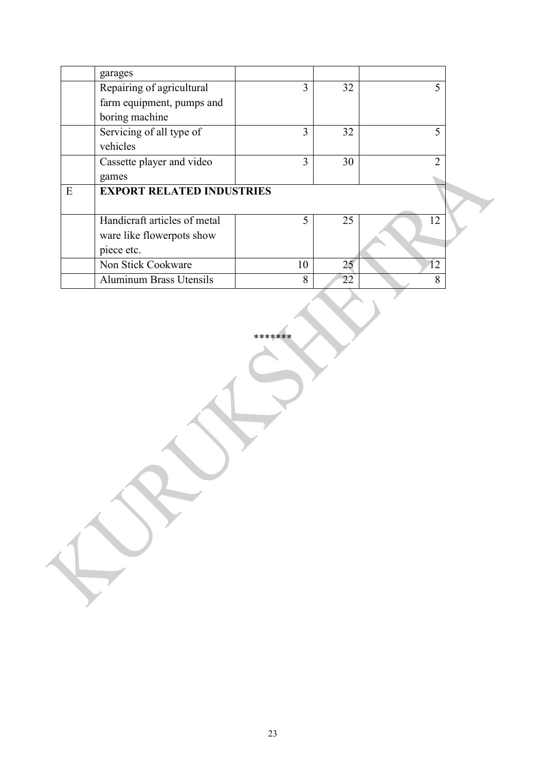| | | | | |
|---|---|---|---|---|
| | garages | | | |
| | Repairing of agricultural farm equipment, pumps and boring machine | 3 | 32 | 5 |
| | Servicing of all type of vehicles | 3 | 32 | 5 |
| | Cassette player and video games | 3 | 30 | 2 |
| E | **EXPORT RELATED INDUSTRIES** | | | |
| | Handicraft articles of metal ware like flowerpots show piece etc. | 5 | 25 | 12 |
| | Non Stick Cookware | 10 | 25 | 12 |
| | Aluminum Brass Utensils | 8 | 22 | 8 |

*******